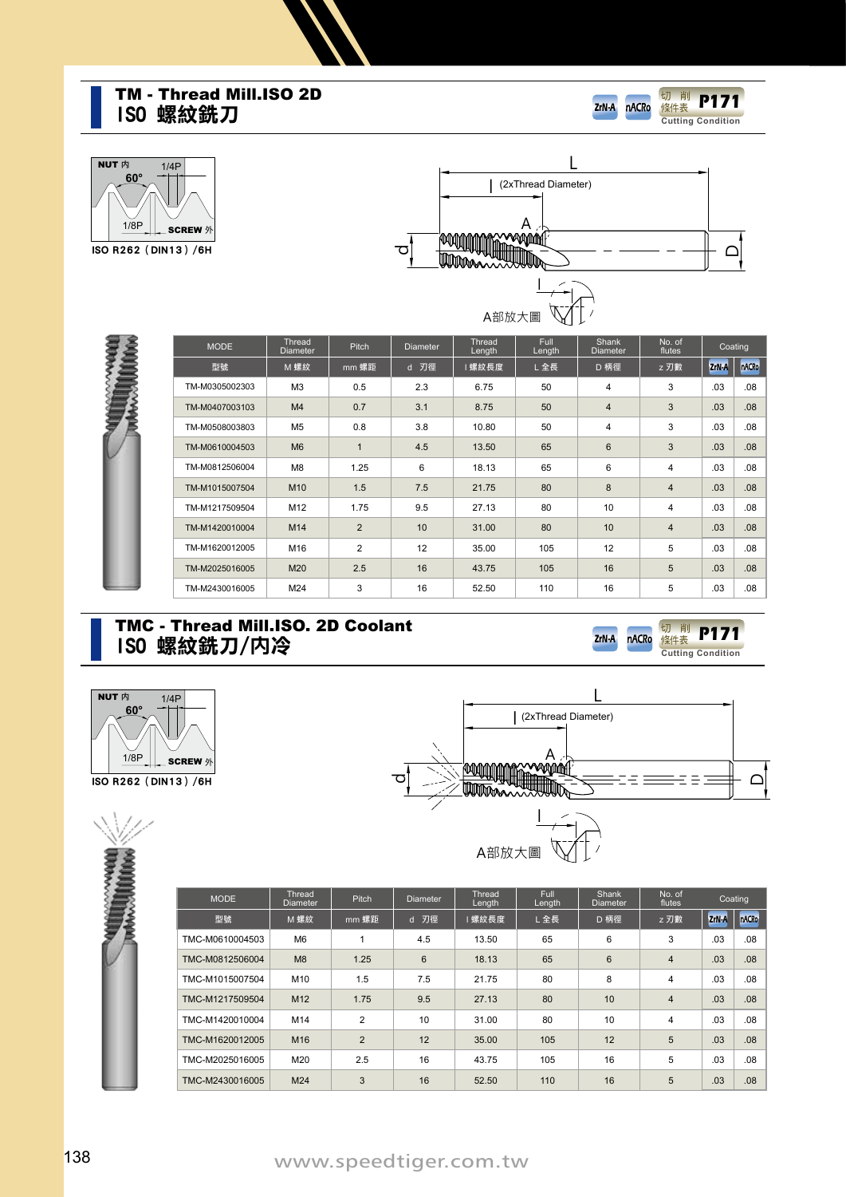## TM - Thread Mill.ISO 2D
## ISO 螺紋銑刀

ZrN-A　nACRo　切削條件表 P171 Cutting Condition

NUT 內　60°　1/4P　1/8P　SCREW 外

ISO R262（DIN13）/6H

L　l (2xThread Diameter)　A　d　D　l

A部放大圖

| MODE | Thread Diameter | Pitch | Diameter | Thread Length | Full Length | Shank Diameter | No. of flutes | Coating | |
|---|---|---|---|---|---|---|---|---|---|
| 型號 | M 螺紋 | mm 螺距 | d 刃徑 | l 螺紋長度 | L 全長 | D 柄徑 | z 刃數 | ZrN-A | nACRo |
| TM-M0305002303 | M3 | 0.5 | 2.3 | 6.75 | 50 | 4 | 3 | .03 | .08 |
| TM-M0407003103 | M4 | 0.7 | 3.1 | 8.75 | 50 | 4 | 3 | .03 | .08 |
| TM-M0508003803 | M5 | 0.8 | 3.8 | 10.80 | 50 | 4 | 3 | .03 | .08 |
| TM-M0610004503 | M6 | 1 | 4.5 | 13.50 | 65 | 6 | 3 | .03 | .08 |
| TM-M0812506004 | M8 | 1.25 | 6 | 18.13 | 65 | 6 | 4 | .03 | .08 |
| TM-M1015007504 | M10 | 1.5 | 7.5 | 21.75 | 80 | 8 | 4 | .03 | .08 |
| TM-M1217509504 | M12 | 1.75 | 9.5 | 27.13 | 80 | 10 | 4 | .03 | .08 |
| TM-M1420010004 | M14 | 2 | 10 | 31.00 | 80 | 10 | 4 | .03 | .08 |
| TM-M1620012005 | M16 | 2 | 12 | 35.00 | 105 | 12 | 5 | .03 | .08 |
| TM-M2025016005 | M20 | 2.5 | 16 | 43.75 | 105 | 16 | 5 | .03 | .08 |
| TM-M2430016005 | M24 | 3 | 16 | 52.50 | 110 | 16 | 5 | .03 | .08 |

## TMC - Thread Mill.ISO. 2D Coolant
## ISO 螺紋銑刀/內冷

ZrN-A　nACRo　切削條件表 P171 Cutting Condition

NUT 內　60°　1/4P　1/8P　SCREW 外

ISO R262（DIN13）/6H

L　l (2xThread Diameter)　A　d　D　l

A部放大圖

| MODE | Thread Diameter | Pitch | Diameter | Thread Length | Full Length | Shank Diameter | No. of flutes | Coating | |
|---|---|---|---|---|---|---|---|---|---|
| 型號 | M 螺紋 | mm 螺距 | d 刃徑 | l 螺紋長度 | L 全長 | D 柄徑 | z 刃數 | ZrN-A | nACRo |
| TMC-M0610004503 | M6 | 1 | 4.5 | 13.50 | 65 | 6 | 3 | .03 | .08 |
| TMC-M0812506004 | M8 | 1.25 | 6 | 18.13 | 65 | 6 | 4 | .03 | .08 |
| TMC-M1015007504 | M10 | 1.5 | 7.5 | 21.75 | 80 | 8 | 4 | .03 | .08 |
| TMC-M1217509504 | M12 | 1.75 | 9.5 | 27.13 | 80 | 10 | 4 | .03 | .08 |
| TMC-M1420010004 | M14 | 2 | 10 | 31.00 | 80 | 10 | 4 | .03 | .08 |
| TMC-M1620012005 | M16 | 2 | 12 | 35.00 | 105 | 12 | 5 | .03 | .08 |
| TMC-M2025016005 | M20 | 2.5 | 16 | 43.75 | 105 | 16 | 5 | .03 | .08 |
| TMC-M2430016005 | M24 | 3 | 16 | 52.50 | 110 | 16 | 5 | .03 | .08 |

www.speedtiger.com.tw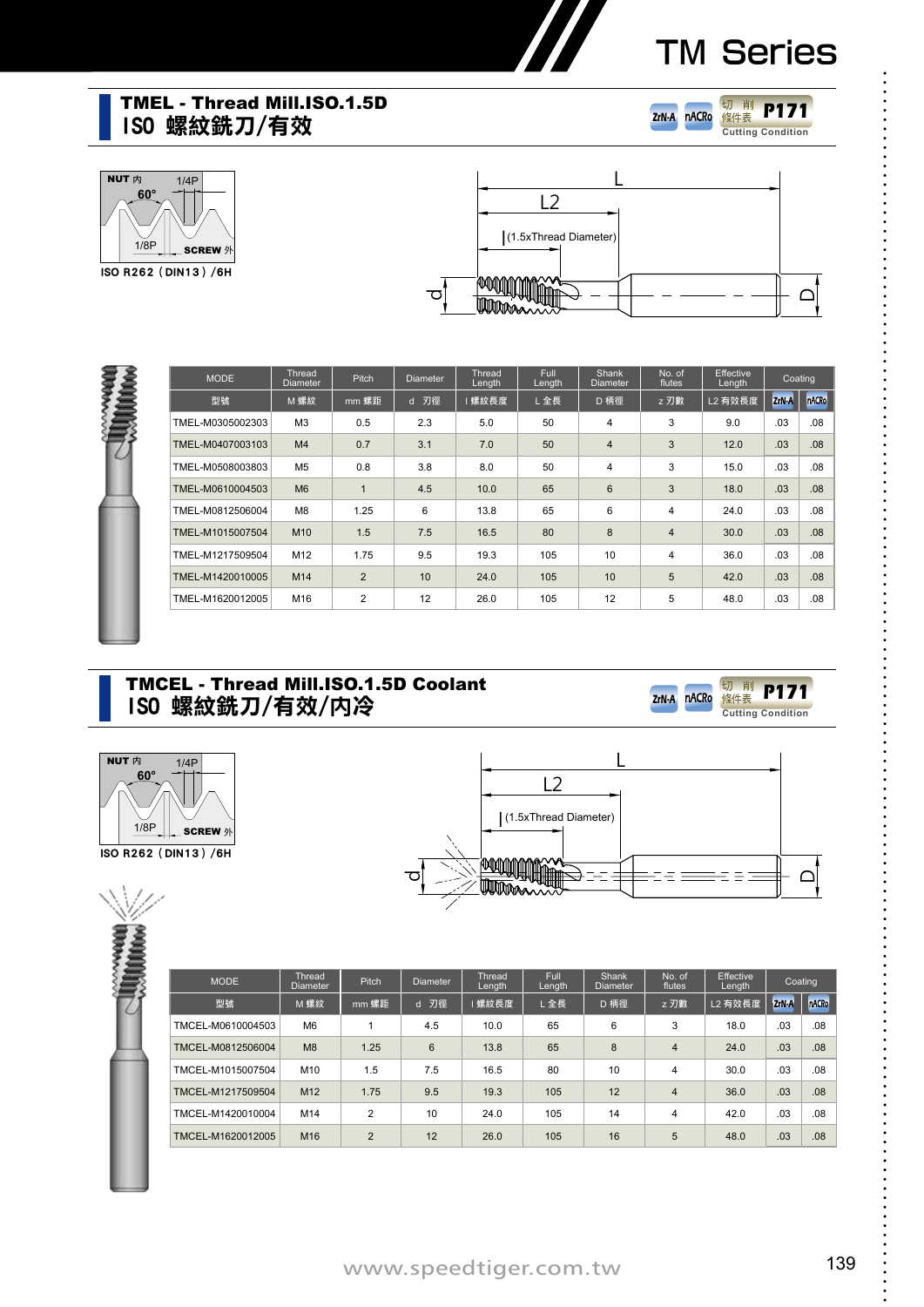# TM Series

## TMEL - Thread Mill.ISO.1.5D
## ISO 螺紋銑刀/有效

ZrN-A nACRo 切削條件表 P171 Cutting Condition

NUT 內 60° 1/4P 1/8P SCREW 外

ISO R262（DIN13）/6H

L L2 l (1.5xThread Diameter) d D

| MODE | Thread Diameter | Pitch | Diameter | Thread Length | Full Length | Shank Diameter | No. of flutes | Effective Length | Coating | |
|---|---|---|---|---|---|---|---|---|---|---|
| 型號 | M 螺紋 | mm 螺距 | d 刃徑 | l 螺紋長度 | L 全長 | D 柄徑 | z 刃數 | L2 有效長度 | ZrN-A | nACRo |
| TMEL-M0305002303 | M3 | 0.5 | 2.3 | 5.0 | 50 | 4 | 3 | 9.0 | .03 | .08 |
| TMEL-M0407003103 | M4 | 0.7 | 3.1 | 7.0 | 50 | 4 | 3 | 12.0 | .03 | .08 |
| TMEL-M0508003803 | M5 | 0.8 | 3.8 | 8.0 | 50 | 4 | 3 | 15.0 | .03 | .08 |
| TMEL-M0610004503 | M6 | 1 | 4.5 | 10.0 | 65 | 6 | 3 | 18.0 | .03 | .08 |
| TMEL-M0812506004 | M8 | 1.25 | 6 | 13.8 | 65 | 6 | 4 | 24.0 | .03 | .08 |
| TMEL-M1015007504 | M10 | 1.5 | 7.5 | 16.5 | 80 | 8 | 4 | 30.0 | .03 | .08 |
| TMEL-M1217509504 | M12 | 1.75 | 9.5 | 19.3 | 105 | 10 | 4 | 36.0 | .03 | .08 |
| TMEL-M1420010005 | M14 | 2 | 10 | 24.0 | 105 | 10 | 5 | 42.0 | .03 | .08 |
| TMEL-M1620012005 | M16 | 2 | 12 | 26.0 | 105 | 12 | 5 | 48.0 | .03 | .08 |

## TMCEL - Thread Mill.ISO.1.5D Coolant
## ISO 螺紋銑刀/有效/內冷

ZrN-A nACRo 切削條件表 P171 Cutting Condition

NUT 內 60° 1/4P 1/8P SCREW 外

ISO R262（DIN13）/6H

L L2 l (1.5xThread Diameter) d D

| MODE | Thread Diameter | Pitch | Diameter | Thread Length | Full Length | Shank Diameter | No. of flutes | Effective Length | Coating | |
|---|---|---|---|---|---|---|---|---|---|---|
| 型號 | M 螺紋 | mm 螺距 | d 刃徑 | l 螺紋長度 | L 全長 | D 柄徑 | z 刃數 | L2 有效長度 | ZrN-A | nACRo |
| TMCEL-M0610004503 | M6 | 1 | 4.5 | 10.0 | 65 | 6 | 3 | 18.0 | .03 | .08 |
| TMCEL-M0812506004 | M8 | 1.25 | 6 | 13.8 | 65 | 8 | 4 | 24.0 | .03 | .08 |
| TMCEL-M1015007504 | M10 | 1.5 | 7.5 | 16.5 | 80 | 10 | 4 | 30.0 | .03 | .08 |
| TMCEL-M1217509504 | M12 | 1.75 | 9.5 | 19.3 | 105 | 12 | 4 | 36.0 | .03 | .08 |
| TMCEL-M1420010004 | M14 | 2 | 10 | 24.0 | 105 | 14 | 4 | 42.0 | .03 | .08 |
| TMCEL-M1620012005 | M16 | 2 | 12 | 26.0 | 105 | 16 | 5 | 48.0 | .03 | .08 |

www.speedtiger.com.tw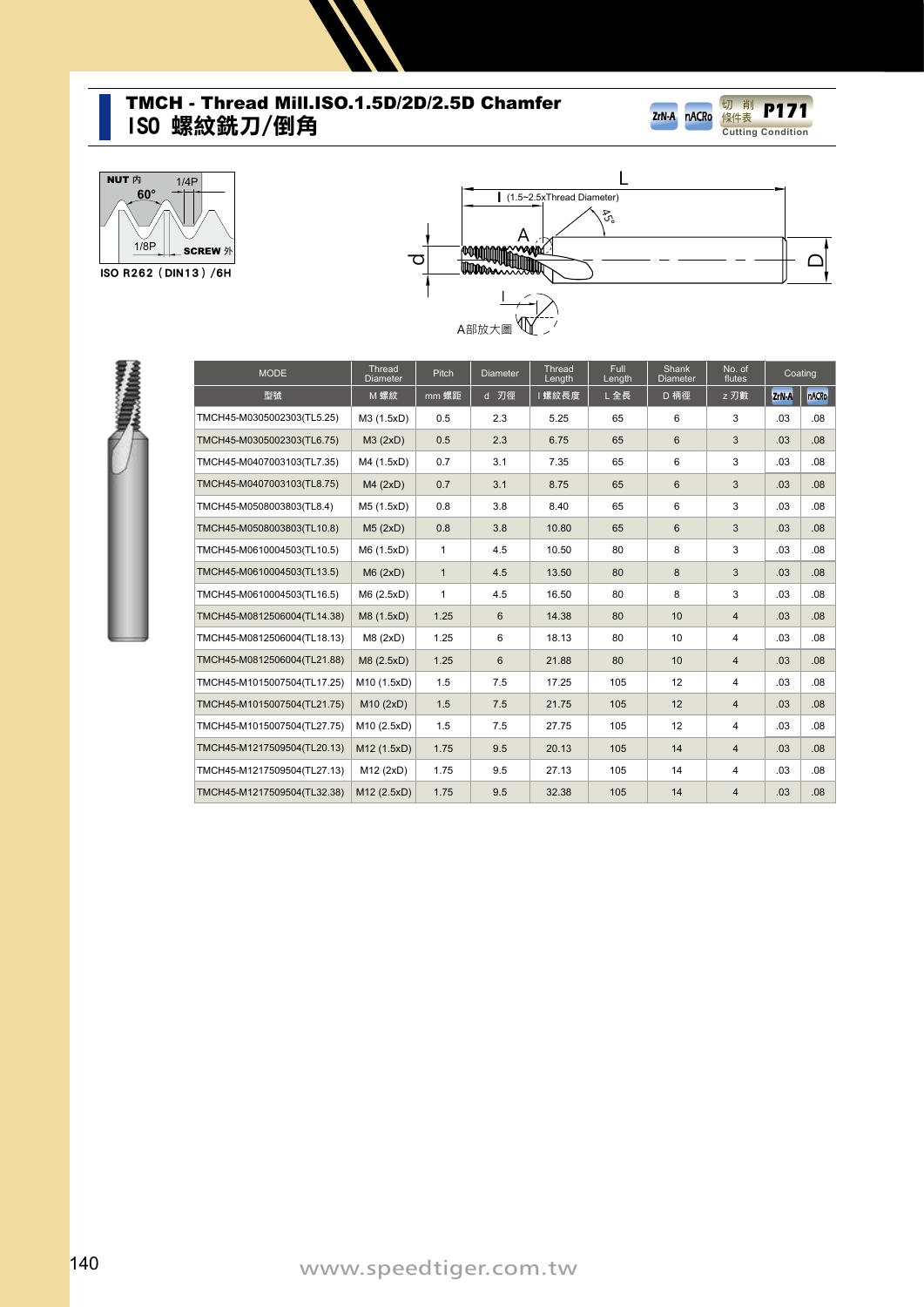# TMCH - Thread Mill.ISO.1.5D/2D/2.5D Chamfer
## ISO 螺紋銑刀/倒角

ZrN-A nACRo 切削條件表 P171 Cutting Condition

NUT 內 60° 1/4P 1/8P SCREW 外

ISO R262（DIN13）/6H

L
l (1.5~2.5xThread Diameter)
45°
A
d
D
A部放大圖

| MODE | Thread Diameter | Pitch | Diameter | Thread Length | Full Length | Shank Diameter | No. of flutes | Coating | |
|---|---|---|---|---|---|---|---|---|---|
| 型號 | M 螺紋 | mm 螺距 | d 刃徑 | l 螺紋長度 | L 全長 | D 柄徑 | z 刃數 | ZrN-A | nACRo |
| TMCH45-M0305002303(TL5.25) | M3 (1.5xD) | 0.5 | 2.3 | 5.25 | 65 | 6 | 3 | .03 | .08 |
| TMCH45-M0305002303(TL6.75) | M3 (2xD) | 0.5 | 2.3 | 6.75 | 65 | 6 | 3 | .03 | .08 |
| TMCH45-M0407003103(TL7.35) | M4 (1.5xD) | 0.7 | 3.1 | 7.35 | 65 | 6 | 3 | .03 | .08 |
| TMCH45-M0407003103(TL8.75) | M4 (2xD) | 0.7 | 3.1 | 8.75 | 65 | 6 | 3 | .03 | .08 |
| TMCH45-M0508003803(TL8.4) | M5 (1.5xD) | 0.8 | 3.8 | 8.40 | 65 | 6 | 3 | .03 | .08 |
| TMCH45-M0508003803(TL10.8) | M5 (2xD) | 0.8 | 3.8 | 10.80 | 65 | 6 | 3 | .03 | .08 |
| TMCH45-M0610004503(TL10.5) | M6 (1.5xD) | 1 | 4.5 | 10.50 | 80 | 8 | 3 | .03 | .08 |
| TMCH45-M0610004503(TL13.5) | M6 (2xD) | 1 | 4.5 | 13.50 | 80 | 8 | 3 | .03 | .08 |
| TMCH45-M0610004503(TL16.5) | M6 (2.5xD) | 1 | 4.5 | 16.50 | 80 | 8 | 3 | .03 | .08 |
| TMCH45-M0812506004(TL14.38) | M8 (1.5xD) | 1.25 | 6 | 14.38 | 80 | 10 | 4 | .03 | .08 |
| TMCH45-M0812506004(TL18.13) | M8 (2xD) | 1.25 | 6 | 18.13 | 80 | 10 | 4 | .03 | .08 |
| TMCH45-M0812506004(TL21.88) | M8 (2.5xD) | 1.25 | 6 | 21.88 | 80 | 10 | 4 | .03 | .08 |
| TMCH45-M1015007504(TL17.25) | M10 (1.5xD) | 1.5 | 7.5 | 17.25 | 105 | 12 | 4 | .03 | .08 |
| TMCH45-M1015007504(TL21.75) | M10 (2xD) | 1.5 | 7.5 | 21.75 | 105 | 12 | 4 | .03 | .08 |
| TMCH45-M1015007504(TL27.75) | M10 (2.5xD) | 1.5 | 7.5 | 27.75 | 105 | 12 | 4 | .03 | .08 |
| TMCH45-M1217509504(TL20.13) | M12 (1.5xD) | 1.75 | 9.5 | 20.13 | 105 | 14 | 4 | .03 | .08 |
| TMCH45-M1217509504(TL27.13) | M12 (2xD) | 1.75 | 9.5 | 27.13 | 105 | 14 | 4 | .03 | .08 |
| TMCH45-M1217509504(TL32.38) | M12 (2.5xD) | 1.75 | 9.5 | 32.38 | 105 | 14 | 4 | .03 | .08 |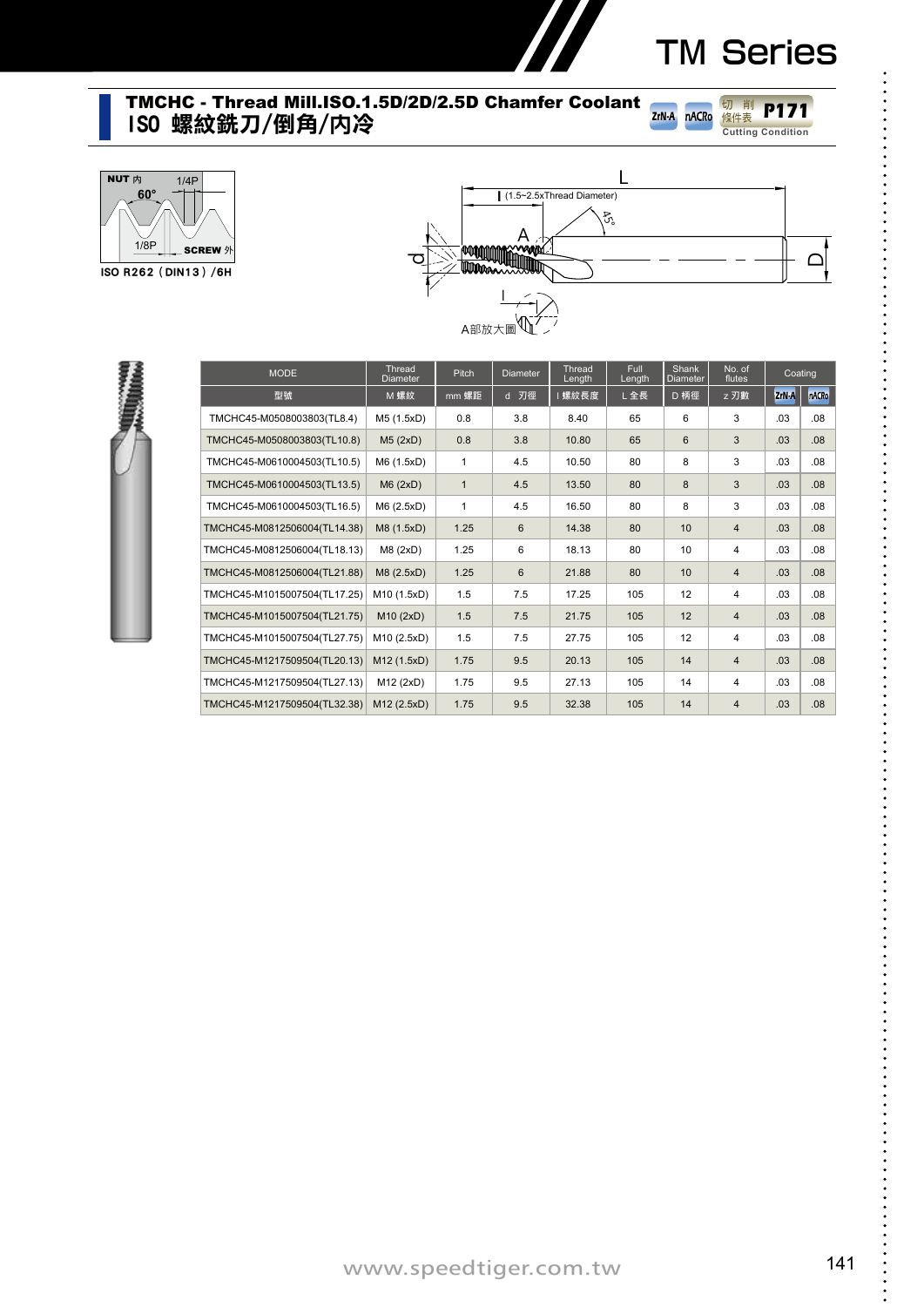# TM Series

## TMCHC - Thread Mill.ISO.1.5D/2D/2.5D Chamfer Coolant
## ISO 螺紋銑刀/倒角/內冷

ZrN-A nACRo 切削條件表 P171 Cutting Condition

NUT 內 60° 1/4P 1/8P SCREW 外

ISO R262（DIN13）/6H

L

l (1.5~2.5xThread Diameter)

45°

A

d

D

A部放大圖

| MODE | Thread Diameter | Pitch | Diameter | Thread Length | Full Length | Shank Diameter | No. of flutes | Coating | |
|---|---|---|---|---|---|---|---|---|---|
| 型號 | M 螺紋 | mm 螺距 | d 刃徑 | l 螺紋長度 | L 全長 | D 柄徑 | z 刃數 | ZrN-A | nACRo |
| TMCHC45-M0508003803(TL8.4) | M5 (1.5xD) | 0.8 | 3.8 | 8.40 | 65 | 6 | 3 | .03 | .08 |
| TMCHC45-M0508003803(TL10.8) | M5 (2xD) | 0.8 | 3.8 | 10.80 | 65 | 6 | 3 | .03 | .08 |
| TMCHC45-M0610004503(TL10.5) | M6 (1.5xD) | 1 | 4.5 | 10.50 | 80 | 8 | 3 | .03 | .08 |
| TMCHC45-M0610004503(TL13.5) | M6 (2xD) | 1 | 4.5 | 13.50 | 80 | 8 | 3 | .03 | .08 |
| TMCHC45-M0610004503(TL16.5) | M6 (2.5xD) | 1 | 4.5 | 16.50 | 80 | 8 | 3 | .03 | .08 |
| TMCHC45-M0812506004(TL14.38) | M8 (1.5xD) | 1.25 | 6 | 14.38 | 80 | 10 | 4 | .03 | .08 |
| TMCHC45-M0812506004(TL18.13) | M8 (2xD) | 1.25 | 6 | 18.13 | 80 | 10 | 4 | .03 | .08 |
| TMCHC45-M0812506004(TL21.88) | M8 (2.5xD) | 1.25 | 6 | 21.88 | 80 | 10 | 4 | .03 | .08 |
| TMCHC45-M1015007504(TL17.25) | M10 (1.5xD) | 1.5 | 7.5 | 17.25 | 105 | 12 | 4 | .03 | .08 |
| TMCHC45-M1015007504(TL21.75) | M10 (2xD) | 1.5 | 7.5 | 21.75 | 105 | 12 | 4 | .03 | .08 |
| TMCHC45-M1015007504(TL27.75) | M10 (2.5xD) | 1.5 | 7.5 | 27.75 | 105 | 12 | 4 | .03 | .08 |
| TMCHC45-M1217509504(TL20.13) | M12 (1.5xD) | 1.75 | 9.5 | 20.13 | 105 | 14 | 4 | .03 | .08 |
| TMCHC45-M1217509504(TL27.13) | M12 (2xD) | 1.75 | 9.5 | 27.13 | 105 | 14 | 4 | .03 | .08 |
| TMCHC45-M1217509504(TL32.38) | M12 (2.5xD) | 1.75 | 9.5 | 32.38 | 105 | 14 | 4 | .03 | .08 |

www.speedtiger.com.tw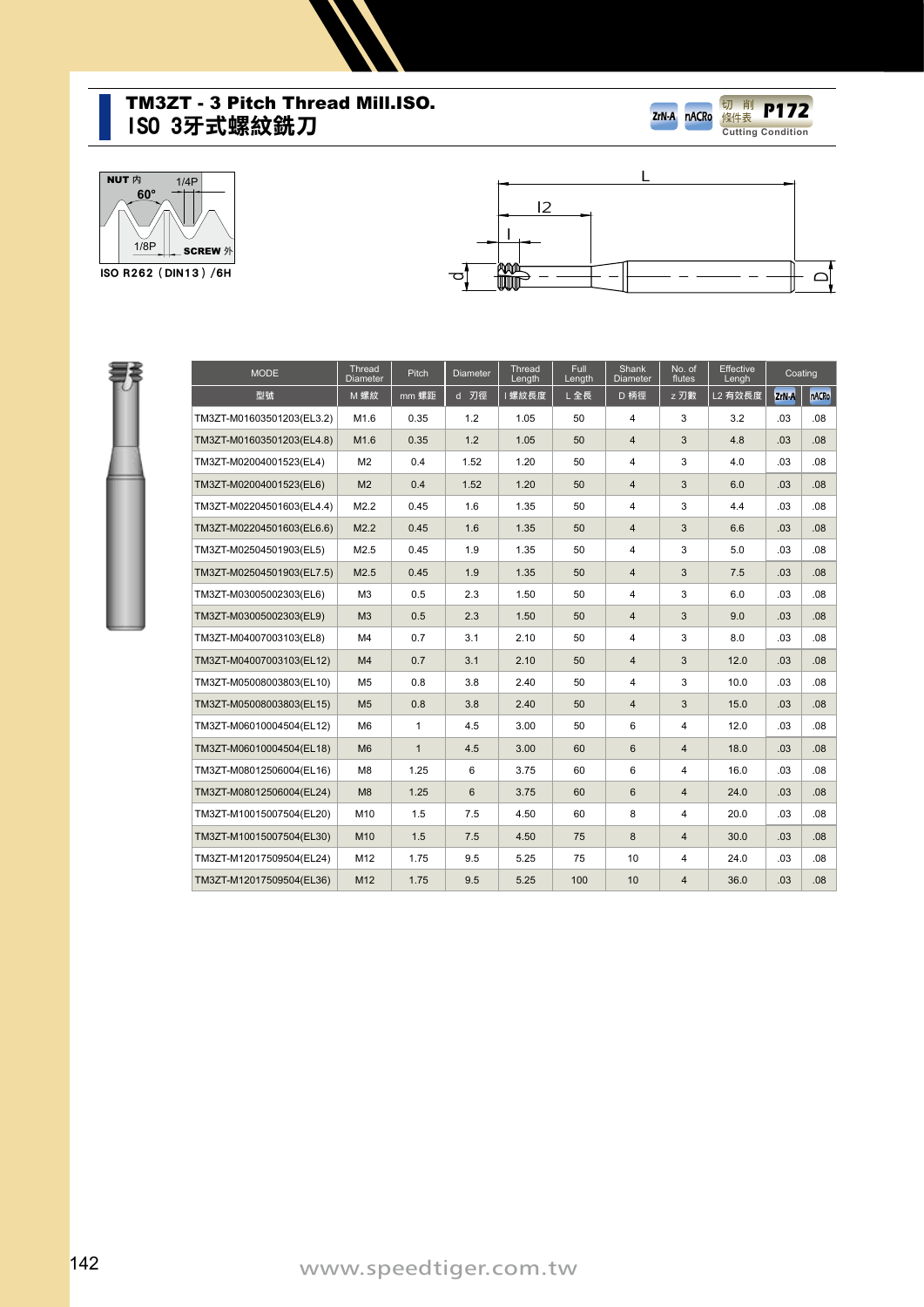# TM3ZT - 3 Pitch Thread Mill.ISO.
## ISO 3牙式螺紋銑刀

ZrN-A nACRo 切削條件表 P172 Cutting Condition

NUT 內 60° 1/4P 1/8P SCREW 外

ISO R262（DIN13）/6H

| MODE | Thread Diameter | Pitch | Diameter | Thread Length | Full Length | Shank Diameter | No. of flutes | Effective Length | Coating | |
|---|---|---|---|---|---|---|---|---|---|---|
| 型號 | M 螺紋 | mm 螺距 | d 刃徑 | l 螺紋長度 | L 全長 | D 柄徑 | z 刃數 | L2 有效長度 | ZrN-A | nACRo |
| TM3ZT-M01603501203(EL3.2) | M1.6 | 0.35 | 1.2 | 1.05 | 50 | 4 | 3 | 3.2 | .03 | .08 |
| TM3ZT-M01603501203(EL4.8) | M1.6 | 0.35 | 1.2 | 1.05 | 50 | 4 | 3 | 4.8 | .03 | .08 |
| TM3ZT-M02004001523(EL4) | M2 | 0.4 | 1.52 | 1.20 | 50 | 4 | 3 | 4.0 | .03 | .08 |
| TM3ZT-M02004001523(EL6) | M2 | 0.4 | 1.52 | 1.20 | 50 | 4 | 3 | 6.0 | .03 | .08 |
| TM3ZT-M02204501603(EL4.4) | M2.2 | 0.45 | 1.6 | 1.35 | 50 | 4 | 3 | 4.4 | .03 | .08 |
| TM3ZT-M02204501603(EL6.6) | M2.2 | 0.45 | 1.6 | 1.35 | 50 | 4 | 3 | 6.6 | .03 | .08 |
| TM3ZT-M02504501903(EL5) | M2.5 | 0.45 | 1.9 | 1.35 | 50 | 4 | 3 | 5.0 | .03 | .08 |
| TM3ZT-M02504501903(EL7.5) | M2.5 | 0.45 | 1.9 | 1.35 | 50 | 4 | 3 | 7.5 | .03 | .08 |
| TM3ZT-M03005002303(EL6) | M3 | 0.5 | 2.3 | 1.50 | 50 | 4 | 3 | 6.0 | .03 | .08 |
| TM3ZT-M03005002303(EL9) | M3 | 0.5 | 2.3 | 1.50 | 50 | 4 | 3 | 9.0 | .03 | .08 |
| TM3ZT-M04007003103(EL8) | M4 | 0.7 | 3.1 | 2.10 | 50 | 4 | 3 | 8.0 | .03 | .08 |
| TM3ZT-M04007003103(EL12) | M4 | 0.7 | 3.1 | 2.10 | 50 | 4 | 3 | 12.0 | .03 | .08 |
| TM3ZT-M05008003803(EL10) | M5 | 0.8 | 3.8 | 2.40 | 50 | 4 | 3 | 10.0 | .03 | .08 |
| TM3ZT-M05008003803(EL15) | M5 | 0.8 | 3.8 | 2.40 | 50 | 4 | 3 | 15.0 | .03 | .08 |
| TM3ZT-M06010004504(EL12) | M6 | 1 | 4.5 | 3.00 | 50 | 6 | 4 | 12.0 | .03 | .08 |
| TM3ZT-M06010004504(EL18) | M6 | 1 | 4.5 | 3.00 | 60 | 6 | 4 | 18.0 | .03 | .08 |
| TM3ZT-M08012506004(EL16) | M8 | 1.25 | 6 | 3.75 | 60 | 6 | 4 | 16.0 | .03 | .08 |
| TM3ZT-M08012506004(EL24) | M8 | 1.25 | 6 | 3.75 | 60 | 6 | 4 | 24.0 | .03 | .08 |
| TM3ZT-M10015007504(EL20) | M10 | 1.5 | 7.5 | 4.50 | 60 | 8 | 4 | 20.0 | .03 | .08 |
| TM3ZT-M10015007504(EL30) | M10 | 1.5 | 7.5 | 4.50 | 75 | 8 | 4 | 30.0 | .03 | .08 |
| TM3ZT-M12017509504(EL24) | M12 | 1.75 | 9.5 | 5.25 | 75 | 10 | 4 | 24.0 | .03 | .08 |
| TM3ZT-M12017509504(EL36) | M12 | 1.75 | 9.5 | 5.25 | 100 | 10 | 4 | 36.0 | .03 | .08 |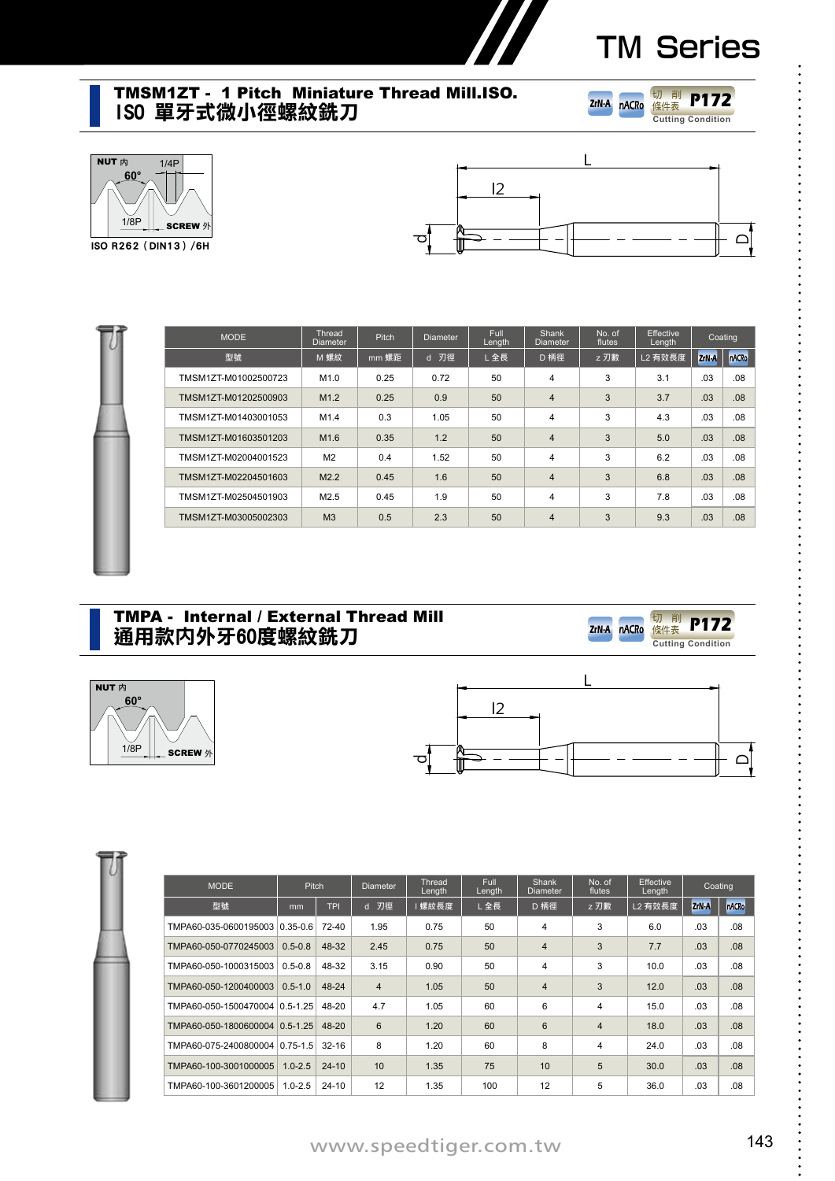# TM Series

## TMSM1ZT - 1 Pitch Miniature Thread Mill.ISO.
## ISO 單牙式微小徑螺紋銑刀

ZrN-A nACRo 切削條件表 P172 Cutting Condition

NUT 內 60° 1/4P 1/8P SCREW 外

ISO R262（DIN13）/6H

| MODE | Thread Diameter | Pitch | Diameter | Full Length | Shank Diameter | No. of flutes | Effective Length | Coating | |
|---|---|---|---|---|---|---|---|---|---|
| 型號 | M 螺紋 | mm 螺距 | d 刃徑 | L 全長 | D 柄徑 | z 刃數 | L2 有效長度 | ZrN-A | nACRo |
| TMSM1ZT-M01002500723 | M1.0 | 0.25 | 0.72 | 50 | 4 | 3 | 3.1 | .03 | .08 |
| TMSM1ZT-M01202500903 | M1.2 | 0.25 | 0.9 | 50 | 4 | 3 | 3.7 | .03 | .08 |
| TMSM1ZT-M01403001053 | M1.4 | 0.3 | 1.05 | 50 | 4 | 3 | 4.3 | .03 | .08 |
| TMSM1ZT-M01603501203 | M1.6 | 0.35 | 1.2 | 50 | 4 | 3 | 5.0 | .03 | .08 |
| TMSM1ZT-M02004001523 | M2 | 0.4 | 1.52 | 50 | 4 | 3 | 6.2 | .03 | .08 |
| TMSM1ZT-M02204501603 | M2.2 | 0.45 | 1.6 | 50 | 4 | 3 | 6.8 | .03 | .08 |
| TMSM1ZT-M02504501903 | M2.5 | 0.45 | 1.9 | 50 | 4 | 3 | 7.8 | .03 | .08 |
| TMSM1ZT-M03005002303 | M3 | 0.5 | 2.3 | 50 | 4 | 3 | 9.3 | .03 | .08 |

## TMPA - Internal / External Thread Mill
## 通用款內外牙60度螺紋銑刀

ZrN-A nACRo 切削條件表 P172 Cutting Condition

NUT 內 60° 1/8P SCREW 外

| MODE | Pitch | | Diameter | Thread Length | Full Length | Shank Diameter | No. of flutes | Effective Length | Coating | |
|---|---|---|---|---|---|---|---|---|---|---|
| 型號 | mm | TPI | d 刃徑 | l 螺紋長度 | L 全長 | D 柄徑 | z 刃數 | L2 有效長度 | ZrN-A | nACRo |
| TMPA60-035-0600195003 | 0.35-0.6 | 72-40 | 1.95 | 0.75 | 50 | 4 | 3 | 6.0 | .03 | .08 |
| TMPA60-050-0770245003 | 0.5-0.8 | 48-32 | 2.45 | 0.75 | 50 | 4 | 3 | 7.7 | .03 | .08 |
| TMPA60-050-1000315003 | 0.5-0.8 | 48-32 | 3.15 | 0.90 | 50 | 4 | 3 | 10.0 | .03 | .08 |
| TMPA60-050-1200400003 | 0.5-1.0 | 48-24 | 4 | 1.05 | 50 | 4 | 3 | 12.0 | .03 | .08 |
| TMPA60-050-1500470004 | 0.5-1.25 | 48-20 | 4.7 | 1.05 | 60 | 6 | 4 | 15.0 | .03 | .08 |
| TMPA60-050-1800600004 | 0.5-1.25 | 48-20 | 6 | 1.20 | 60 | 6 | 4 | 18.0 | .03 | .08 |
| TMPA60-075-2400800004 | 0.75-1.5 | 32-16 | 8 | 1.20 | 60 | 8 | 4 | 24.0 | .03 | .08 |
| TMPA60-100-3001000005 | 1.0-2.5 | 24-10 | 10 | 1.35 | 75 | 10 | 5 | 30.0 | .03 | .08 |
| TMPA60-100-3601200005 | 1.0-2.5 | 24-10 | 12 | 1.35 | 100 | 12 | 5 | 36.0 | .03 | .08 |

www.speedtiger.com.tw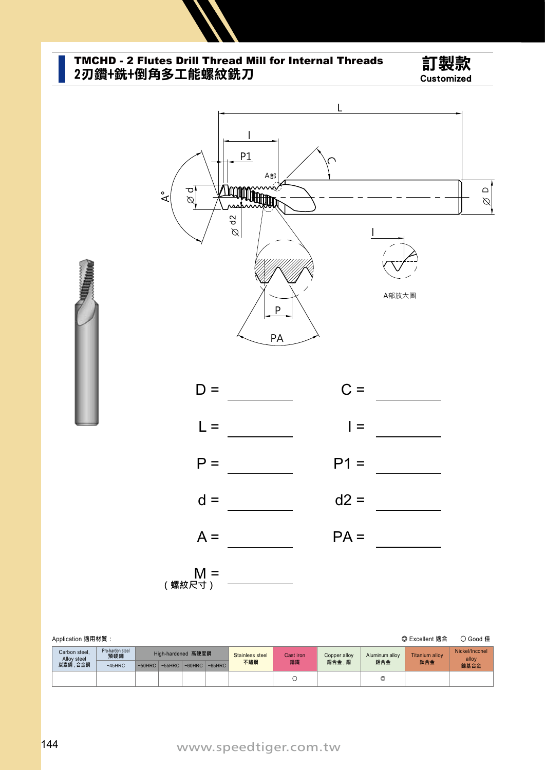# TMCHD - 2 Flutes Drill Thread Mill for Internal Threads
## 2刃鑽+銑+倒角多工能螺紋銑刀

**訂製款**
**Customized**

L

l

P1

C

A部

A°

⌀ d

⌀ d2

⌀ D

l

A部放大圖

P

PA

D = ________ C = ________

L = ________ l = ________

P = ________ P1 = ________

d = ________ d2 = ________

A = ________ PA = ________

M = ________
（螺紋尺寸）

Application 適用材質：

◎ Excellent 適合 ○ Good 佳

| Carbon steel, Alloy steel 炭素鋼，合金鋼 | Pre-harden steel 預硬鋼 | High-hardened 高硬度鋼 | | | | Stainless steel 不鏽鋼 | Cast iron 鑄鐵 | Copper alloy 銅合金，銅 | Aluminum alloy 鋁合金 | Titanium alloy 鈦合金 | Nickel/Inconel alloy 鎳基合金 |
|---|---|---|---|---|---|---|---|---|---|---|---|
| | ~45HRC | ~50HRC | ~55HRC | ~60HRC | ~65HRC | | | | | | |
| | | | | | | | ○ | | ◎ | | |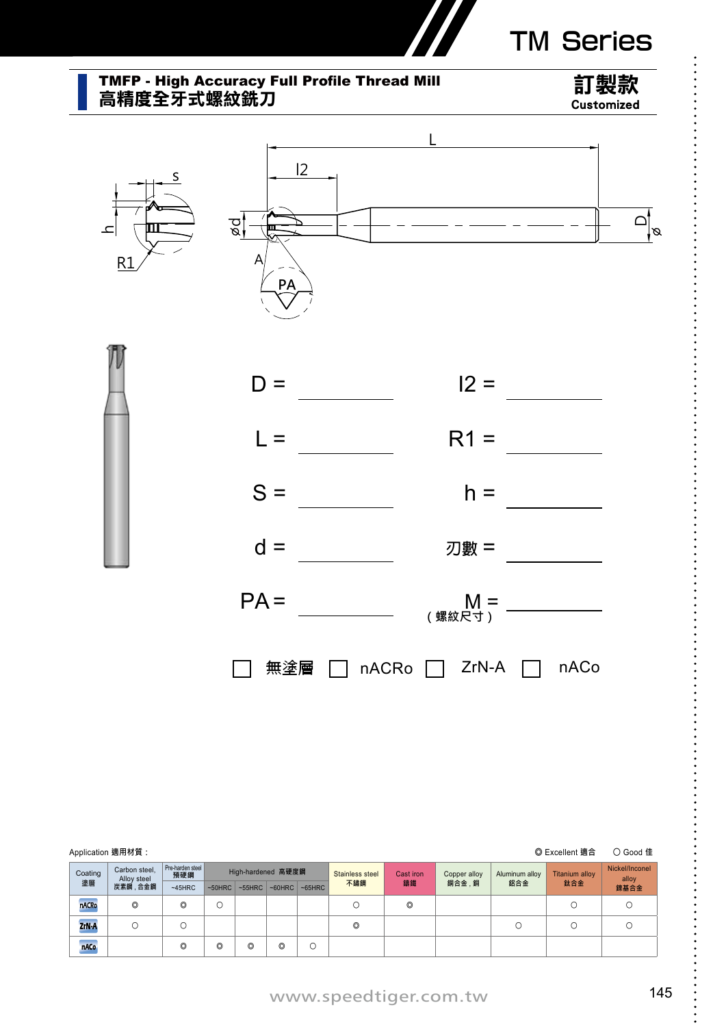# TM Series

## TMFP - High Accuracy Full Profile Thread Mill
## 高精度全牙式螺紋銑刀

**訂製款**
**Customized**

L
l2
S
h
R1
ød
A
PA
D ø

D = ________ l2 = ________

L = ________ R1 = ________

S = ________ h = ________

d = ________ 刃數 = ________

PA = ________ M = ________ （螺紋尺寸）

☐ 無塗層 ☐ nACRo ☐ ZrN-A ☐ nACo

Application 適用材質：

◎ Excellent 適合 ○ Good 佳

| Coating 塗層 | Carbon steel, Alloy steel 炭素鋼，合金鋼 | Pre-harden steel 預硬鋼 | High-hardened 高硬度鋼 | | | | Stainless steel 不鏽鋼 | Cast iron 鑄鐵 | Copper alloy 銅合金，銅 | Aluminum alloy 鋁合金 | Titanium alloy 鈦合金 | Nickel/Inconel alloy 鎳基合金 |
|---|---|---|---|---|---|---|---|---|---|---|---|---|
| | | ~45HRC | ~50HRC | ~55HRC | ~60HRC | ~65HRC | | | | | | |
| nACRo | ◎ | ◎ | ○ | | | | ○ | ◎ | | | ○ | ○ |
| ZrN-A | ○ | ○ | | | | | ◎ | | | ○ | ○ | ○ |
| nACo | | ◎ | ◎ | ◎ | ◎ | ○ | | | | | | |

www.speedtiger.com.tw